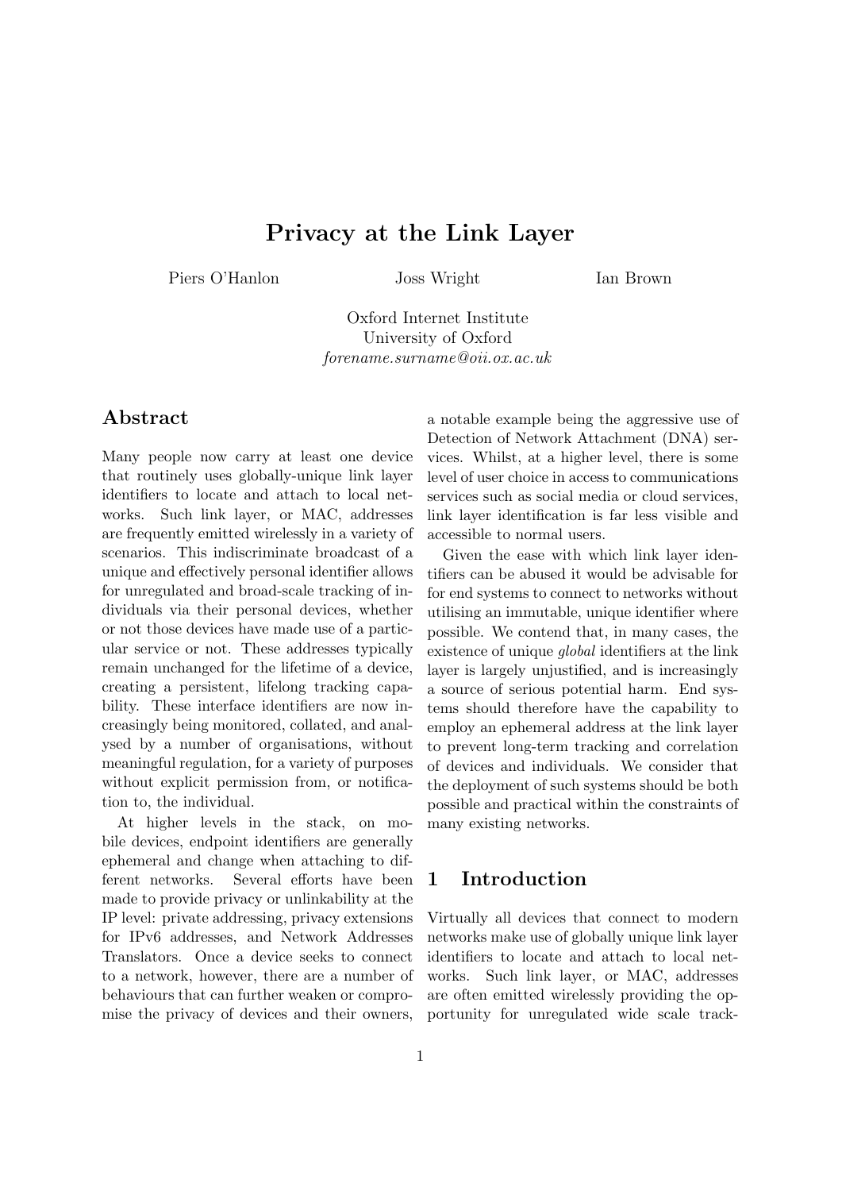# Privacy at the Link Layer

Piers O'Hanlon  Joss Wright  Ian Brown

Oxford Internet Institute
University of Oxford
*forename.surname@oii.ox.ac.uk*

## Abstract

Many people now carry at least one device that routinely uses globally-unique link layer identifiers to locate and attach to local networks. Such link layer, or MAC, addresses are frequently emitted wirelessly in a variety of scenarios. This indiscriminate broadcast of a unique and effectively personal identifier allows for unregulated and broad-scale tracking of individuals via their personal devices, whether or not those devices have made use of a particular service or not. These addresses typically remain unchanged for the lifetime of a device, creating a persistent, lifelong tracking capability. These interface identifiers are now increasingly being monitored, collated, and analysed by a number of organisations, without meaningful regulation, for a variety of purposes without explicit permission from, or notification to, the individual.

At higher levels in the stack, on mobile devices, endpoint identifiers are generally ephemeral and change when attaching to different networks. Several efforts have been made to provide privacy or unlinkability at the IP level: private addressing, privacy extensions for IPv6 addresses, and Network Addresses Translators. Once a device seeks to connect to a network, however, there are a number of behaviours that can further weaken or compromise the privacy of devices and their owners, a notable example being the aggressive use of Detection of Network Attachment (DNA) services. Whilst, at a higher level, there is some level of user choice in access to communications services such as social media or cloud services, link layer identification is far less visible and accessible to normal users.

Given the ease with which link layer identifiers can be abused it would be advisable for for end systems to connect to networks without utilising an immutable, unique identifier where possible. We contend that, in many cases, the existence of unique *global* identifiers at the link layer is largely unjustified, and is increasingly a source of serious potential harm. End systems should therefore have the capability to employ an ephemeral address at the link layer to prevent long-term tracking and correlation of devices and individuals. We consider that the deployment of such systems should be both possible and practical within the constraints of many existing networks.

## 1 Introduction

Virtually all devices that connect to modern networks make use of globally unique link layer identifiers to locate and attach to local networks. Such link layer, or MAC, addresses are often emitted wirelessly providing the opportunity for unregulated wide scale track-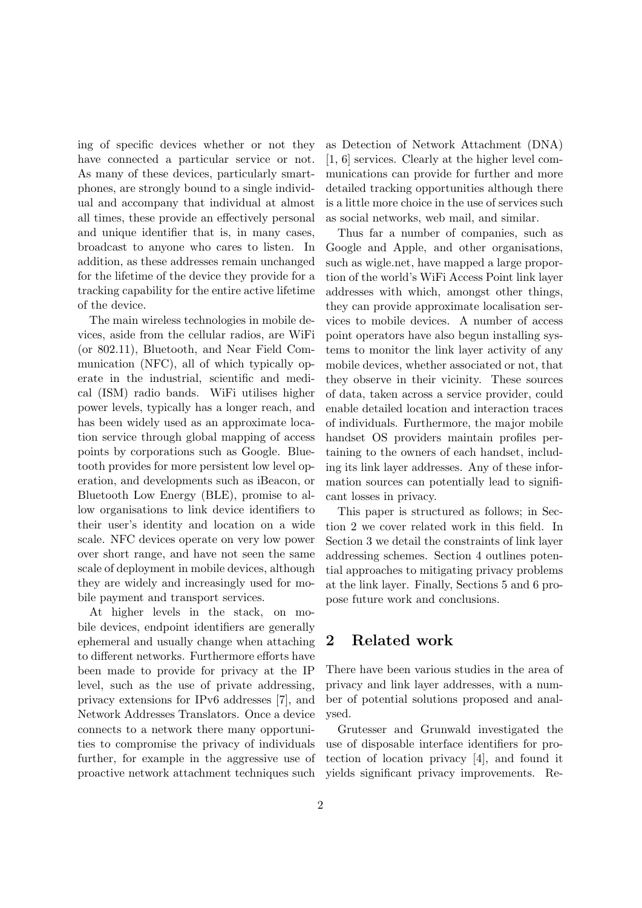ing of specific devices whether or not they have connected a particular service or not. As many of these devices, particularly smartphones, are strongly bound to a single individual and accompany that individual at almost all times, these provide an effectively personal and unique identifier that is, in many cases, broadcast to anyone who cares to listen. In addition, as these addresses remain unchanged for the lifetime of the device they provide for a tracking capability for the entire active lifetime of the device.

The main wireless technologies in mobile devices, aside from the cellular radios, are WiFi (or 802.11), Bluetooth, and Near Field Communication (NFC), all of which typically operate in the industrial, scientific and medical (ISM) radio bands. WiFi utilises higher power levels, typically has a longer reach, and has been widely used as an approximate location service through global mapping of access points by corporations such as Google. Bluetooth provides for more persistent low level operation, and developments such as iBeacon, or Bluetooth Low Energy (BLE), promise to allow organisations to link device identifiers to their user's identity and location on a wide scale. NFC devices operate on very low power over short range, and have not seen the same scale of deployment in mobile devices, although they are widely and increasingly used for mobile payment and transport services.

At higher levels in the stack, on mobile devices, endpoint identifiers are generally ephemeral and usually change when attaching to different networks. Furthermore efforts have been made to provide for privacy at the IP level, such as the use of private addressing, privacy extensions for IPv6 addresses [7], and Network Addresses Translators. Once a device connects to a network there many opportunities to compromise the privacy of individuals further, for example in the aggressive use of proactive network attachment techniques such as Detection of Network Attachment (DNA) [1, 6] services. Clearly at the higher level communications can provide for further and more detailed tracking opportunities although there is a little more choice in the use of services such as social networks, web mail, and similar.

Thus far a number of companies, such as Google and Apple, and other organisations, such as wigle.net, have mapped a large proportion of the world's WiFi Access Point link layer addresses with which, amongst other things, they can provide approximate localisation services to mobile devices. A number of access point operators have also begun installing systems to monitor the link layer activity of any mobile devices, whether associated or not, that they observe in their vicinity. These sources of data, taken across a service provider, could enable detailed location and interaction traces of individuals. Furthermore, the major mobile handset OS providers maintain profiles pertaining to the owners of each handset, including its link layer addresses. Any of these information sources can potentially lead to significant losses in privacy.

This paper is structured as follows; in Section 2 we cover related work in this field. In Section 3 we detail the constraints of link layer addressing schemes. Section 4 outlines potential approaches to mitigating privacy problems at the link layer. Finally, Sections 5 and 6 propose future work and conclusions.

## 2 Related work

There have been various studies in the area of privacy and link layer addresses, with a number of potential solutions proposed and analysed.

Grutesser and Grunwald investigated the use of disposable interface identifiers for protection of location privacy [4], and found it yields significant privacy improvements. Re-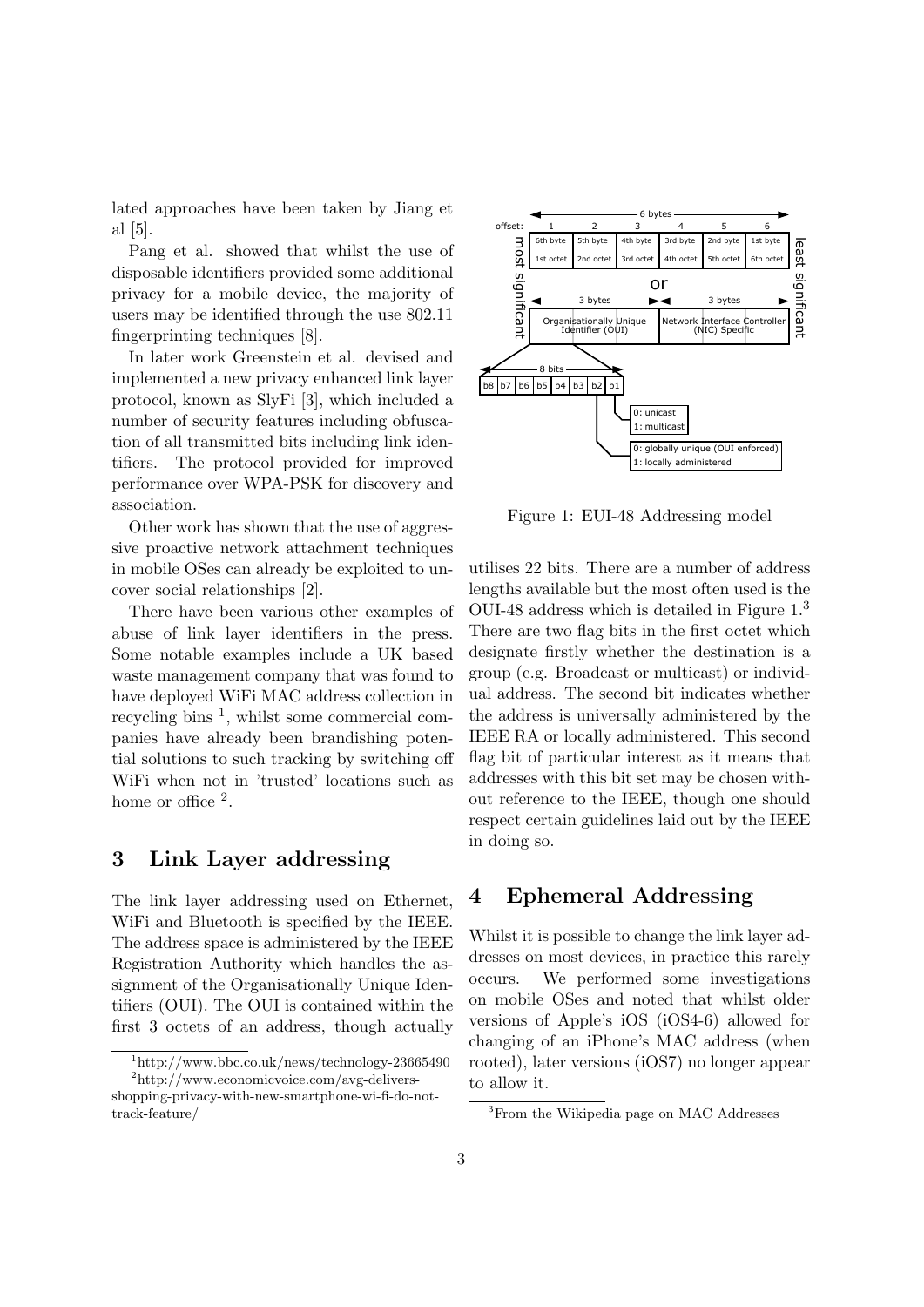lated approaches have been taken by Jiang et al [5].

Pang et al. showed that whilst the use of disposable identifiers provided some additional privacy for a mobile device, the majority of users may be identified through the use 802.11 fingerprinting techniques [8].

In later work Greenstein et al. devised and implemented a new privacy enhanced link layer protocol, known as SlyFi [3], which included a number of security features including obfuscation of all transmitted bits including link identifiers. The protocol provided for improved performance over WPA-PSK for discovery and association.

Other work has shown that the use of aggressive proactive network attachment techniques in mobile OSes can already be exploited to uncover social relationships [2].

There have been various other examples of abuse of link layer identifiers in the press. Some notable examples include a UK based waste management company that was found to have deployed WiFi MAC address collection in recycling bins [1], whilst some commercial companies have already been brandishing potential solutions to such tracking by switching off WiFi when not in 'trusted' locations such as home or office [2].

## 3 Link Layer addressing

The link layer addressing used on Ethernet, WiFi and Bluetooth is specified by the IEEE. The address space is administered by the IEEE Registration Authority which handles the assignment of the Organisationally Unique Identifiers (OUI). The OUI is contained within the first 3 octets of an address, though actually utilises 22 bits. There are a number of address lengths available but the most often used is the OUI-48 address which is detailed in Figure 1.[3] There are two flag bits in the first octet which designate firstly whether the destination is a group (e.g. Broadcast or multicast) or individual address. The second bit indicates whether the address is universally administered by the IEEE RA or locally administered. This second flag bit of particular interest as it means that addresses with this bit set may be chosen without reference to the IEEE, though one should respect certain guidelines laid out by the IEEE in doing so.

Figure 1: EUI-48 Addressing model

## 4 Ephemeral Addressing

Whilst it is possible to change the link layer addresses on most devices, in practice this rarely occurs. We performed some investigations on mobile OSes and noted that whilst older versions of Apple's iOS (iOS4-6) allowed for changing of an iPhone's MAC address (when rooted), later versions (iOS7) no longer appear to allow it.

[1] http://www.bbc.co.uk/news/technology-23665490

[2] http://www.economicvoice.com/avg-delivers-shopping-privacy-with-new-smartphone-wi-fi-do-not-track-feature/

[3] From the Wikipedia page on MAC Addresses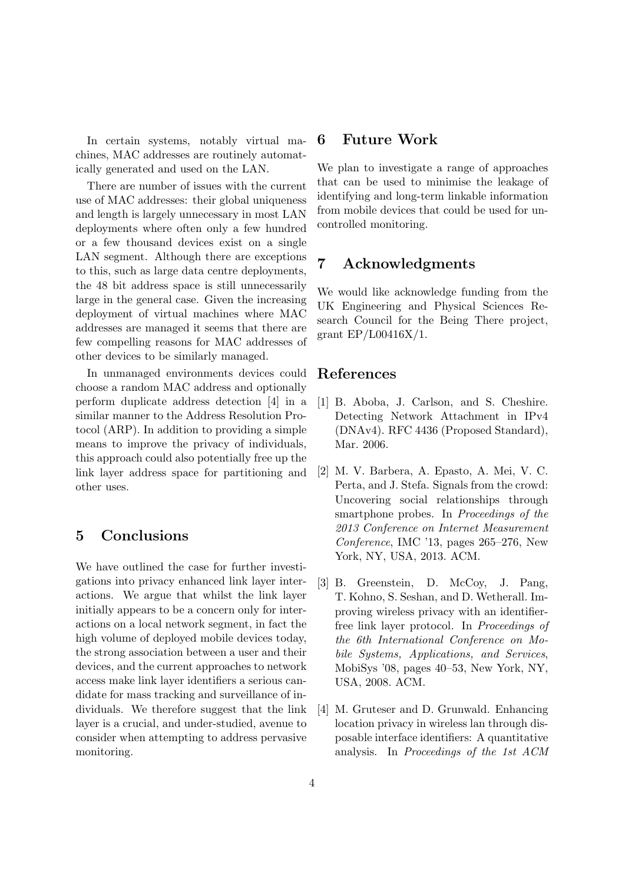In certain systems, notably virtual machines, MAC addresses are routinely automatically generated and used on the LAN.

There are number of issues with the current use of MAC addresses: their global uniqueness and length is largely unnecessary in most LAN deployments where often only a few hundred or a few thousand devices exist on a single LAN segment. Although there are exceptions to this, such as large data centre deployments, the 48 bit address space is still unnecessarily large in the general case. Given the increasing deployment of virtual machines where MAC addresses are managed it seems that there are few compelling reasons for MAC addresses of other devices to be similarly managed.

In unmanaged environments devices could choose a random MAC address and optionally perform duplicate address detection [4] in a similar manner to the Address Resolution Protocol (ARP). In addition to providing a simple means to improve the privacy of individuals, this approach could also potentially free up the link layer address space for partitioning and other uses.

## 5 Conclusions

We have outlined the case for further investigations into privacy enhanced link layer interactions. We argue that whilst the link layer initially appears to be a concern only for interactions on a local network segment, in fact the high volume of deployed mobile devices today, the strong association between a user and their devices, and the current approaches to network access make link layer identifiers a serious candidate for mass tracking and surveillance of individuals. We therefore suggest that the link layer is a crucial, and under-studied, avenue to consider when attempting to address pervasive monitoring.

## 6 Future Work

We plan to investigate a range of approaches that can be used to minimise the leakage of identifying and long-term linkable information from mobile devices that could be used for uncontrolled monitoring.

## 7 Acknowledgments

We would like acknowledge funding from the UK Engineering and Physical Sciences Research Council for the Being There project, grant EP/L00416X/1.

## References

[1] B. Aboba, J. Carlson, and S. Cheshire. Detecting Network Attachment in IPv4 (DNAv4). RFC 4436 (Proposed Standard), Mar. 2006.

[2] M. V. Barbera, A. Epasto, A. Mei, V. C. Perta, and J. Stefa. Signals from the crowd: Uncovering social relationships through smartphone probes. In *Proceedings of the 2013 Conference on Internet Measurement Conference*, IMC '13, pages 265–276, New York, NY, USA, 2013. ACM.

[3] B. Greenstein, D. McCoy, J. Pang, T. Kohno, S. Seshan, and D. Wetherall. Improving wireless privacy with an identifier-free link layer protocol. In *Proceedings of the 6th International Conference on Mobile Systems, Applications, and Services*, MobiSys '08, pages 40–53, New York, NY, USA, 2008. ACM.

[4] M. Gruteser and D. Grunwald. Enhancing location privacy in wireless lan through disposable interface identifiers: A quantitative analysis. In *Proceedings of the 1st ACM*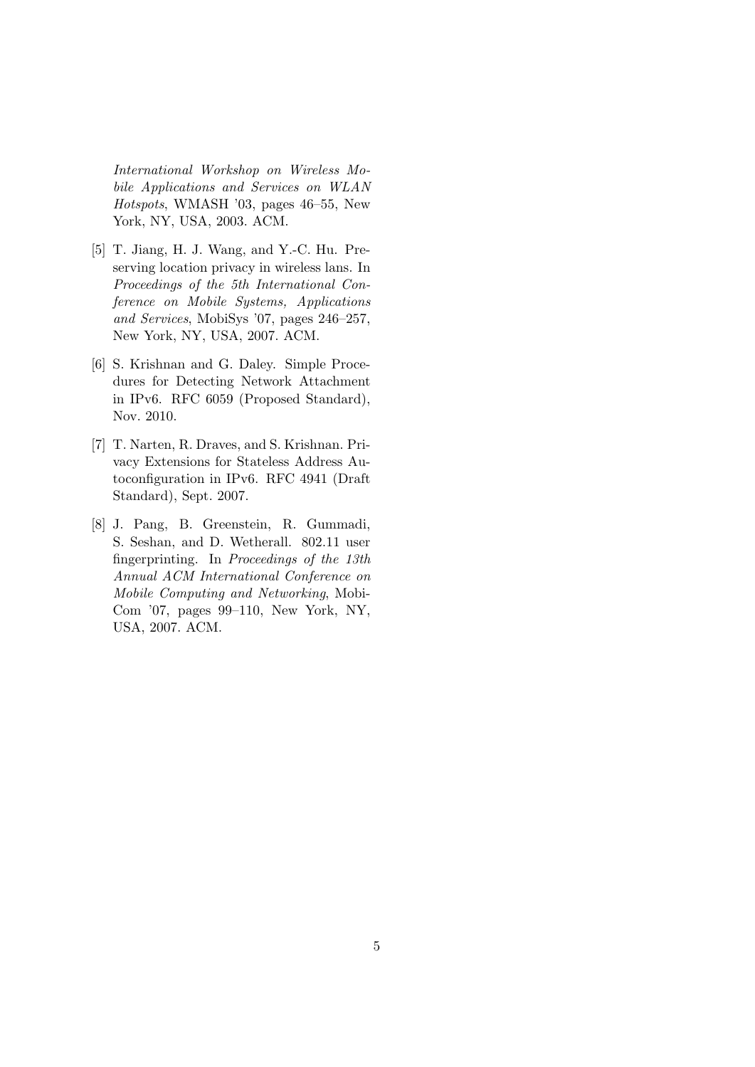*International Workshop on Wireless Mobile Applications and Services on WLAN Hotspots*, WMASH '03, pages 46–55, New York, NY, USA, 2003. ACM.

[5] T. Jiang, H. J. Wang, and Y.-C. Hu. Preserving location privacy in wireless lans. In *Proceedings of the 5th International Conference on Mobile Systems, Applications and Services*, MobiSys '07, pages 246–257, New York, NY, USA, 2007. ACM.

[6] S. Krishnan and G. Daley. Simple Procedures for Detecting Network Attachment in IPv6. RFC 6059 (Proposed Standard), Nov. 2010.

[7] T. Narten, R. Draves, and S. Krishnan. Privacy Extensions for Stateless Address Autoconfiguration in IPv6. RFC 4941 (Draft Standard), Sept. 2007.

[8] J. Pang, B. Greenstein, R. Gummadi, S. Seshan, and D. Wetherall. 802.11 user fingerprinting. In *Proceedings of the 13th Annual ACM International Conference on Mobile Computing and Networking*, MobiCom '07, pages 99–110, New York, NY, USA, 2007. ACM.